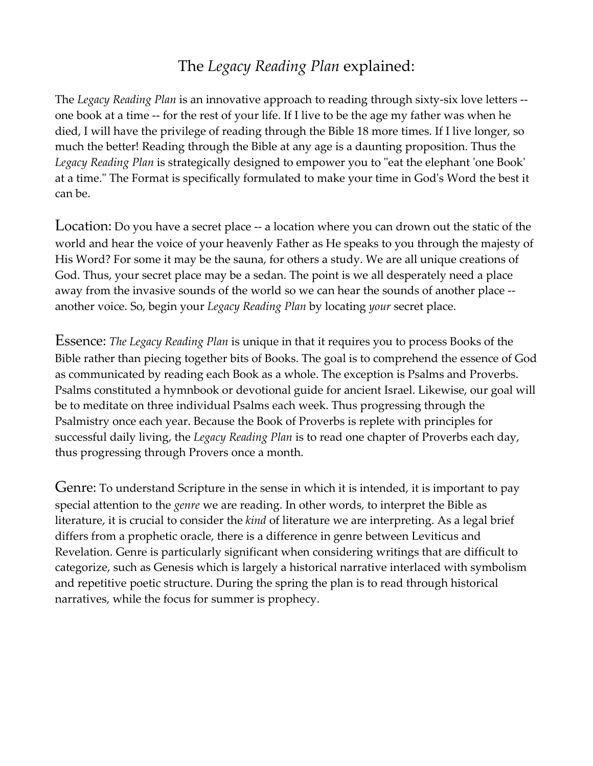# The *Legacy Reading Plan* explained:

The *Legacy Reading Plan* is an innovative approach to reading through sixty-six love letters -- one book at a time -- for the rest of your life. If I live to be the age my father was when he died, I will have the privilege of reading through the Bible 18 more times. If I live longer, so much the better! Reading through the Bible at any age is a daunting proposition. Thus the *Legacy Reading Plan* is strategically designed to empower you to "eat the elephant 'one Book' at a time." The Format is specifically formulated to make your time in God's Word the best it can be.

Location: Do you have a secret place -- a location where you can drown out the static of the world and hear the voice of your heavenly Father as He speaks to you through the majesty of His Word? For some it may be the sauna, for others a study. We are all unique creations of God. Thus, your secret place may be a sedan. The point is we all desperately need a place away from the invasive sounds of the world so we can hear the sounds of another place -- another voice. So, begin your *Legacy Reading Plan* by locating *your* secret place.

Essence: *The Legacy Reading Plan* is unique in that it requires you to process Books of the Bible rather than piecing together bits of Books. The goal is to comprehend the essence of God as communicated by reading each Book as a whole. The exception is Psalms and Proverbs. Psalms constituted a hymnbook or devotional guide for ancient Israel. Likewise, our goal will be to meditate on three individual Psalms each week. Thus progressing through the Psalmistry once each year. Because the Book of Proverbs is replete with principles for successful daily living, the *Legacy Reading Plan* is to read one chapter of Proverbs each day, thus progressing through Provers once a month.

Genre: To understand Scripture in the sense in which it is intended, it is important to pay special attention to the *genre* we are reading. In other words, to interpret the Bible as literature, it is crucial to consider the *kind* of literature we are interpreting. As a legal brief differs from a prophetic oracle, there is a difference in genre between Leviticus and Revelation. Genre is particularly significant when considering writings that are difficult to categorize, such as Genesis which is largely a historical narrative interlaced with symbolism and repetitive poetic structure. During the spring the plan is to read through historical narratives, while the focus for summer is prophecy.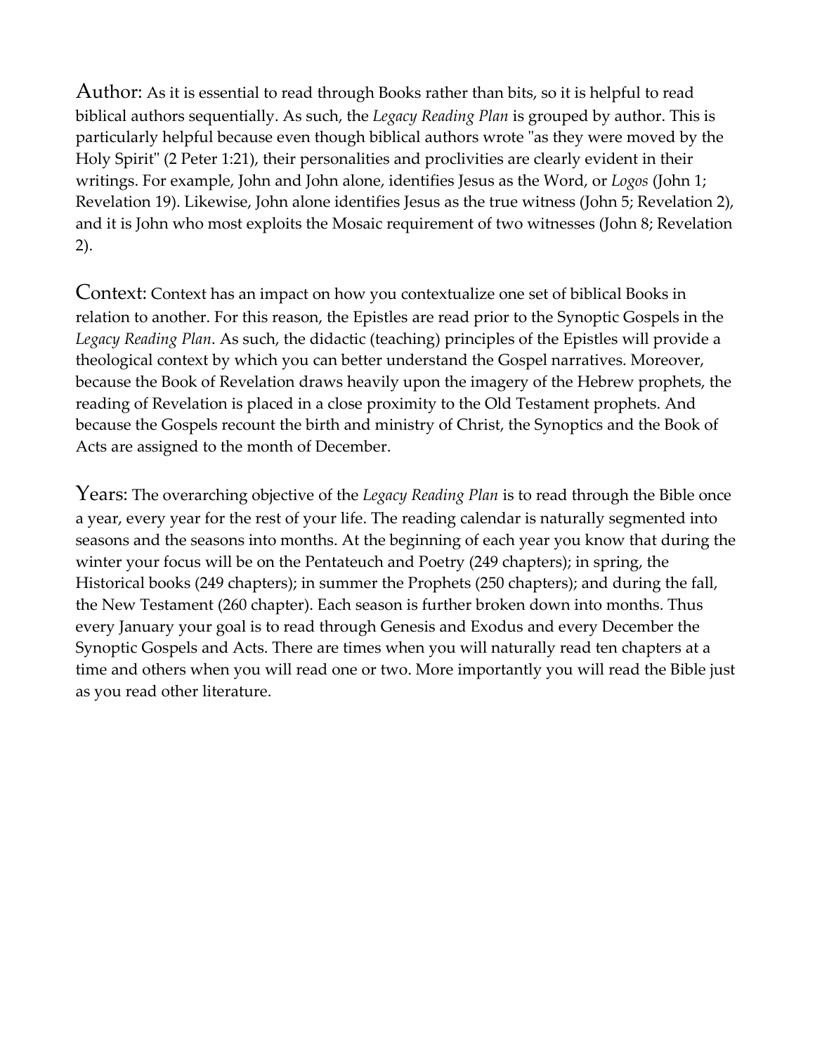Author: As it is essential to read through Books rather than bits, so it is helpful to read biblical authors sequentially. As such, the *Legacy Reading Plan* is grouped by author. This is particularly helpful because even though biblical authors wrote "as they were moved by the Holy Spirit" (2 Peter 1:21), their personalities and proclivities are clearly evident in their writings. For example, John and John alone, identifies Jesus as the Word, or *Logos* (John 1; Revelation 19). Likewise, John alone identifies Jesus as the true witness (John 5; Revelation 2), and it is John who most exploits the Mosaic requirement of two witnesses (John 8; Revelation 2).

Context: Context has an impact on how you contextualize one set of biblical Books in relation to another. For this reason, the Epistles are read prior to the Synoptic Gospels in the *Legacy Reading Plan*. As such, the didactic (teaching) principles of the Epistles will provide a theological context by which you can better understand the Gospel narratives. Moreover, because the Book of Revelation draws heavily upon the imagery of the Hebrew prophets, the reading of Revelation is placed in a close proximity to the Old Testament prophets. And because the Gospels recount the birth and ministry of Christ, the Synoptics and the Book of Acts are assigned to the month of December.

Years: The overarching objective of the *Legacy Reading Plan* is to read through the Bible once a year, every year for the rest of your life. The reading calendar is naturally segmented into seasons and the seasons into months. At the beginning of each year you know that during the winter your focus will be on the Pentateuch and Poetry (249 chapters); in spring, the Historical books (249 chapters); in summer the Prophets (250 chapters); and during the fall, the New Testament (260 chapter). Each season is further broken down into months. Thus every January your goal is to read through Genesis and Exodus and every December the Synoptic Gospels and Acts. There are times when you will naturally read ten chapters at a time and others when you will read one or two. More importantly you will read the Bible just as you read other literature.